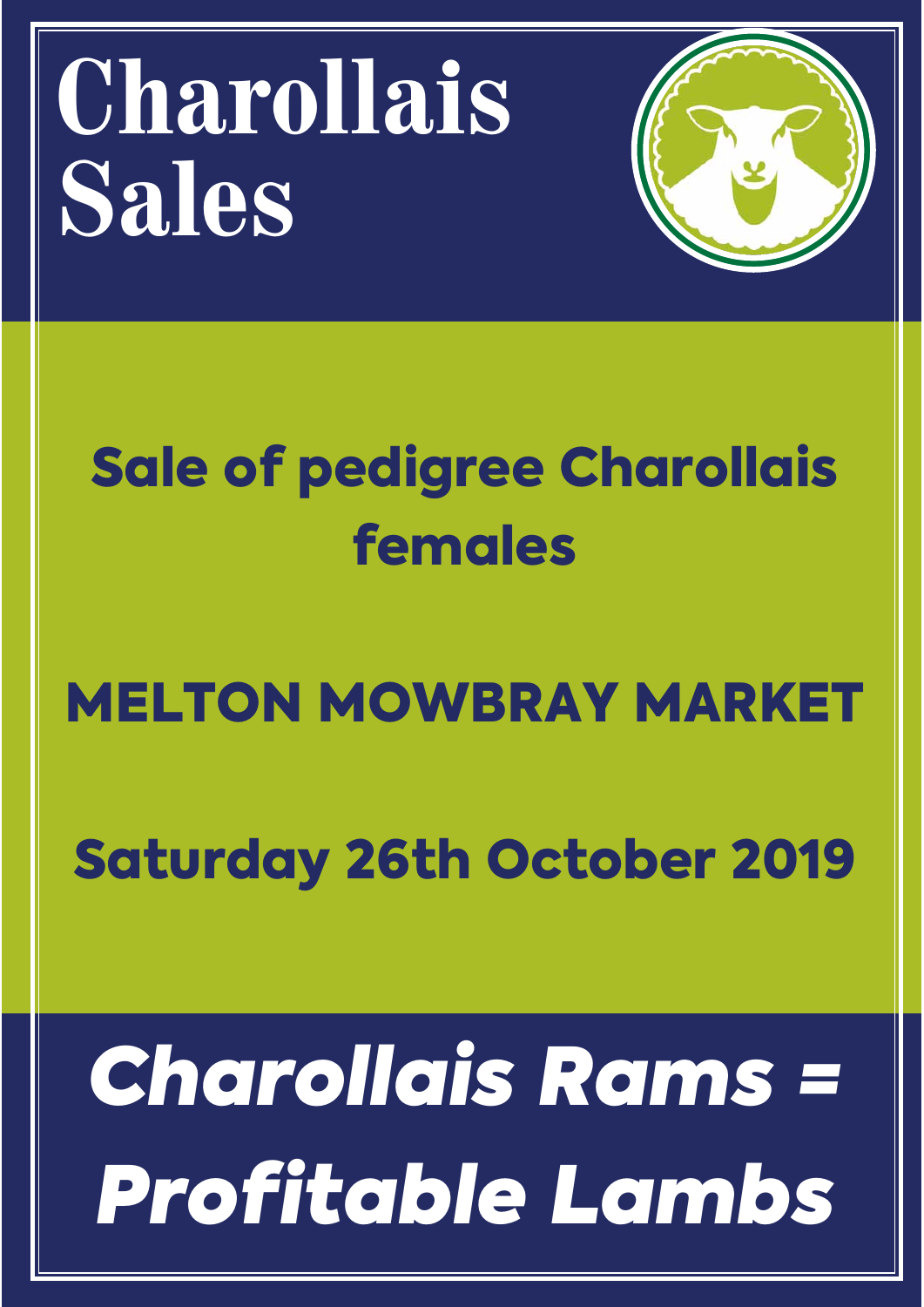# Charollais Sales

## Sale of pedigree Charollais females

## MELTON MOWBRAY MARKET

## Saturday 26th October 2019

***Charollais Rams = Profitable Lambs***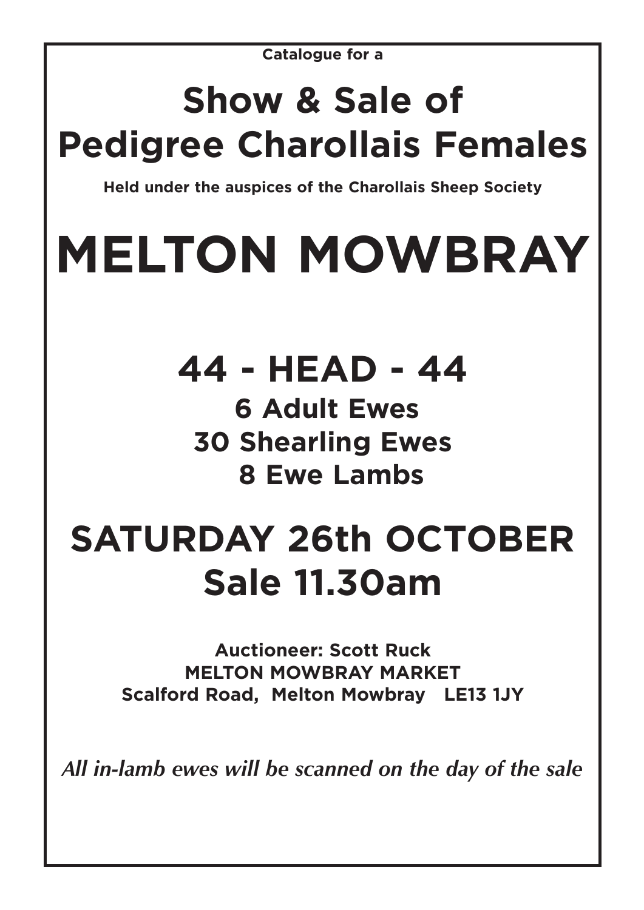**Catalogue for a**

# Show & Sale of Pedigree Charollais Females

**Held under the auspices of the Charollais Sheep Society**

# MELTON MOWBRAY

## 44 - HEAD - 44

**6 Adult Ewes**

**30 Shearling Ewes**

**8 Ewe Lambs**

## SATURDAY 26th OCTOBER
## Sale 11.30am

**Auctioneer: Scott Ruck**

**MELTON MOWBRAY MARKET**

**Scalford Road, Melton Mowbray LE13 1JY**

***All in-lamb ewes will be scanned on the day of the sale***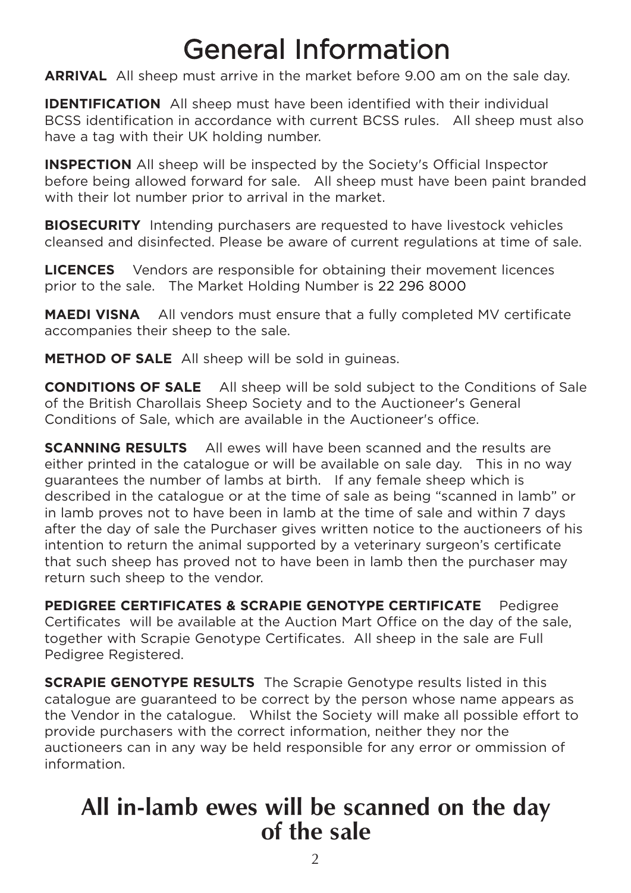# General Information

**ARRIVAL** All sheep must arrive in the market before 9.00 am on the sale day.

**IDENTIFICATION** All sheep must have been identified with their individual BCSS identification in accordance with current BCSS rules. All sheep must also have a tag with their UK holding number.

**INSPECTION** All sheep will be inspected by the Society's Official Inspector before being allowed forward for sale. All sheep must have been paint branded with their lot number prior to arrival in the market.

**BIOSECURITY** Intending purchasers are requested to have livestock vehicles cleansed and disinfected. Please be aware of current regulations at time of sale.

**LICENCES** Vendors are responsible for obtaining their movement licences prior to the sale. The Market Holding Number is 22 296 8000

**MAEDI VISNA** All vendors must ensure that a fully completed MV certificate accompanies their sheep to the sale.

**METHOD OF SALE** All sheep will be sold in guineas.

**CONDITIONS OF SALE** All sheep will be sold subject to the Conditions of Sale of the British Charollais Sheep Society and to the Auctioneer's General Conditions of Sale, which are available in the Auctioneer's office.

**SCANNING RESULTS** All ewes will have been scanned and the results are either printed in the catalogue or will be available on sale day. This in no way guarantees the number of lambs at birth. If any female sheep which is described in the catalogue or at the time of sale as being "scanned in lamb" or in lamb proves not to have been in lamb at the time of sale and within 7 days after the day of sale the Purchaser gives written notice to the auctioneers of his intention to return the animal supported by a veterinary surgeon's certificate that such sheep has proved not to have been in lamb then the purchaser may return such sheep to the vendor.

**PEDIGREE CERTIFICATES & SCRAPIE GENOTYPE CERTIFICATE** Pedigree Certificates will be available at the Auction Mart Office on the day of the sale, together with Scrapie Genotype Certificates. All sheep in the sale are Full Pedigree Registered.

**SCRAPIE GENOTYPE RESULTS** The Scrapie Genotype results listed in this catalogue are guaranteed to be correct by the person whose name appears as the Vendor in the catalogue. Whilst the Society will make all possible effort to provide purchasers with the correct information, neither they nor the auctioneers can in any way be held responsible for any error or ommission of information.

## All in-lamb ewes will be scanned on the day of the sale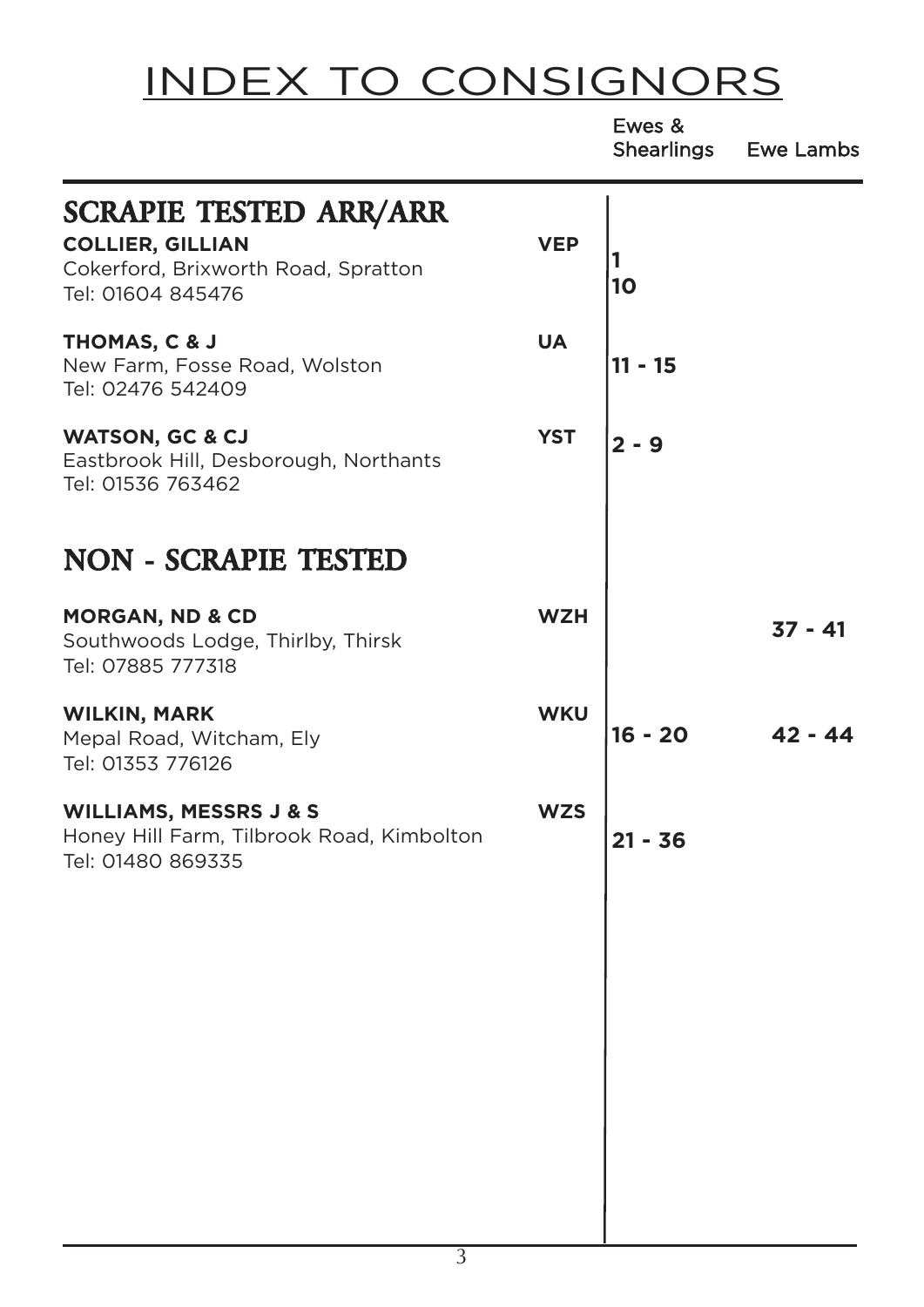# INDEX TO CONSIGNORS

| | | Ewes & Shearlings | Ewe Lambs |
|---|---|---|---|
| **SCRAPIE TESTED ARR/ARR** | | | |
| **COLLIER, GILLIAN**<br>Cokerford, Brixworth Road, Spratton<br>Tel: 01604 845476 | **VEP** | **1**<br>**10** | |
| **THOMAS, C & J**<br>New Farm, Fosse Road, Wolston<br>Tel: 02476 542409 | **UA** | **11 - 15** | |
| **WATSON, GC & CJ**<br>Eastbrook Hill, Desborough, Northants<br>Tel: 01536 763462 | **YST** | **2 - 9** | |
| **NON - SCRAPIE TESTED** | | | |
| **MORGAN, ND & CD**<br>Southwoods Lodge, Thirlby, Thirsk<br>Tel: 07885 777318 | **WZH** | | **37 - 41** |
| **WILKIN, MARK**<br>Mepal Road, Witcham, Ely<br>Tel: 01353 776126 | **WKU** | **16 - 20** | **42 - 44** |
| **WILLIAMS, MESSRS J & S**<br>Honey Hill Farm, Tilbrook Road, Kimbolton<br>Tel: 01480 869335 | **WZS** | **21 - 36** | |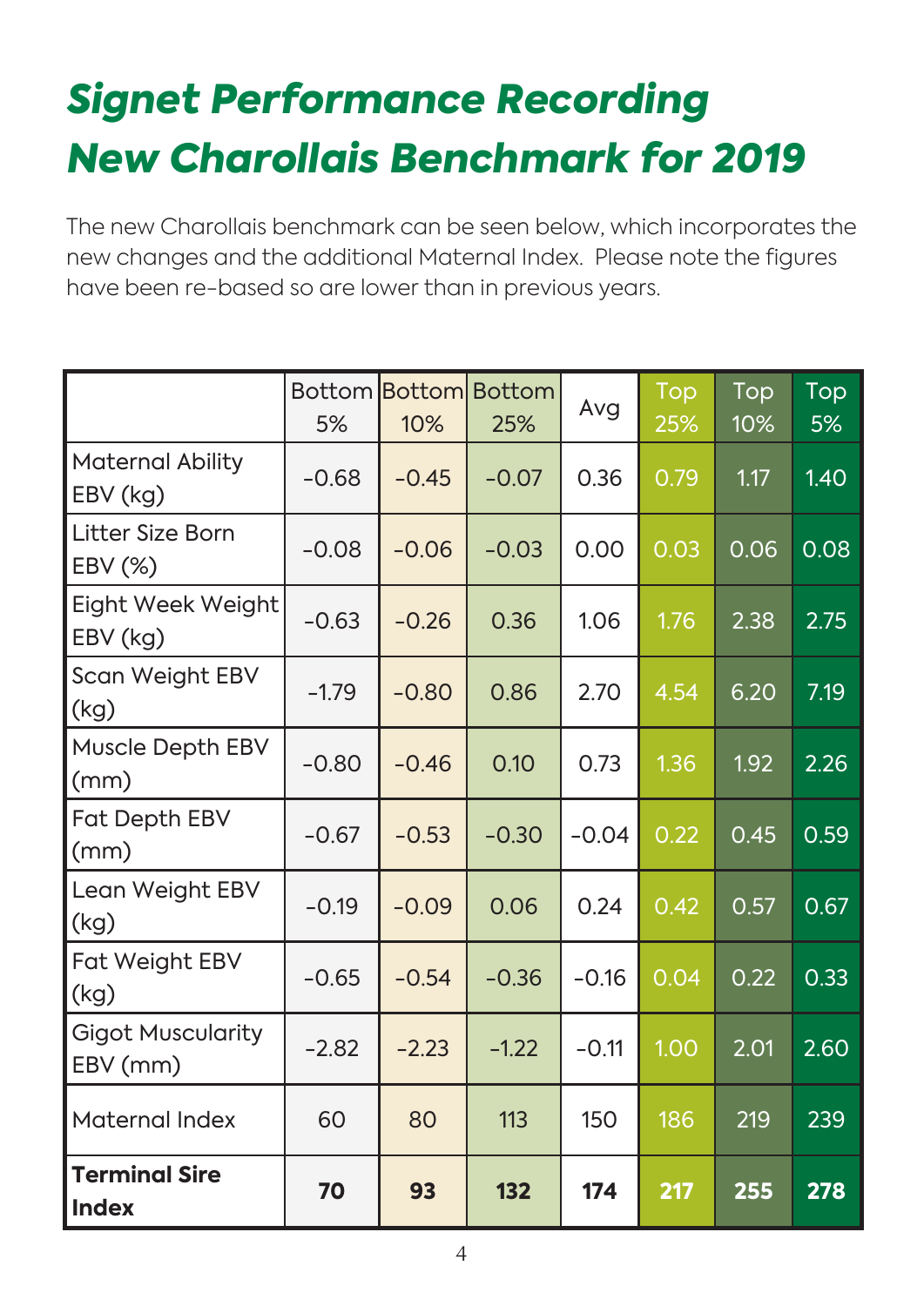# Signet Performance Recording New Charollais Benchmark for 2019

The new Charollais benchmark can be seen below, which incorporates the new changes and the additional Maternal Index. Please note the figures have been re-based so are lower than in previous years.

| | Bottom 5% | Bottom 10% | Bottom 25% | Avg | Top 25% | Top 10% | Top 5% |
|---|---|---|---|---|---|---|---|
| Maternal Ability EBV (kg) | -0.68 | -0.45 | -0.07 | 0.36 | 0.79 | 1.17 | 1.40 |
| Litter Size Born EBV (%) | -0.08 | -0.06 | -0.03 | 0.00 | 0.03 | 0.06 | 0.08 |
| Eight Week Weight EBV (kg) | -0.63 | -0.26 | 0.36 | 1.06 | 1.76 | 2.38 | 2.75 |
| Scan Weight EBV (kg) | -1.79 | -0.80 | 0.86 | 2.70 | 4.54 | 6.20 | 7.19 |
| Muscle Depth EBV (mm) | -0.80 | -0.46 | 0.10 | 0.73 | 1.36 | 1.92 | 2.26 |
| Fat Depth EBV (mm) | -0.67 | -0.53 | -0.30 | -0.04 | 0.22 | 0.45 | 0.59 |
| Lean Weight EBV (kg) | -0.19 | -0.09 | 0.06 | 0.24 | 0.42 | 0.57 | 0.67 |
| Fat Weight EBV (kg) | -0.65 | -0.54 | -0.36 | -0.16 | 0.04 | 0.22 | 0.33 |
| Gigot Muscularity EBV (mm) | -2.82 | -2.23 | -1.22 | -0.11 | 1.00 | 2.01 | 2.60 |
| Maternal Index | 60 | 80 | 113 | 150 | 186 | 219 | 239 |
| **Terminal Sire Index** | **70** | **93** | **132** | **174** | **217** | **255** | **278** |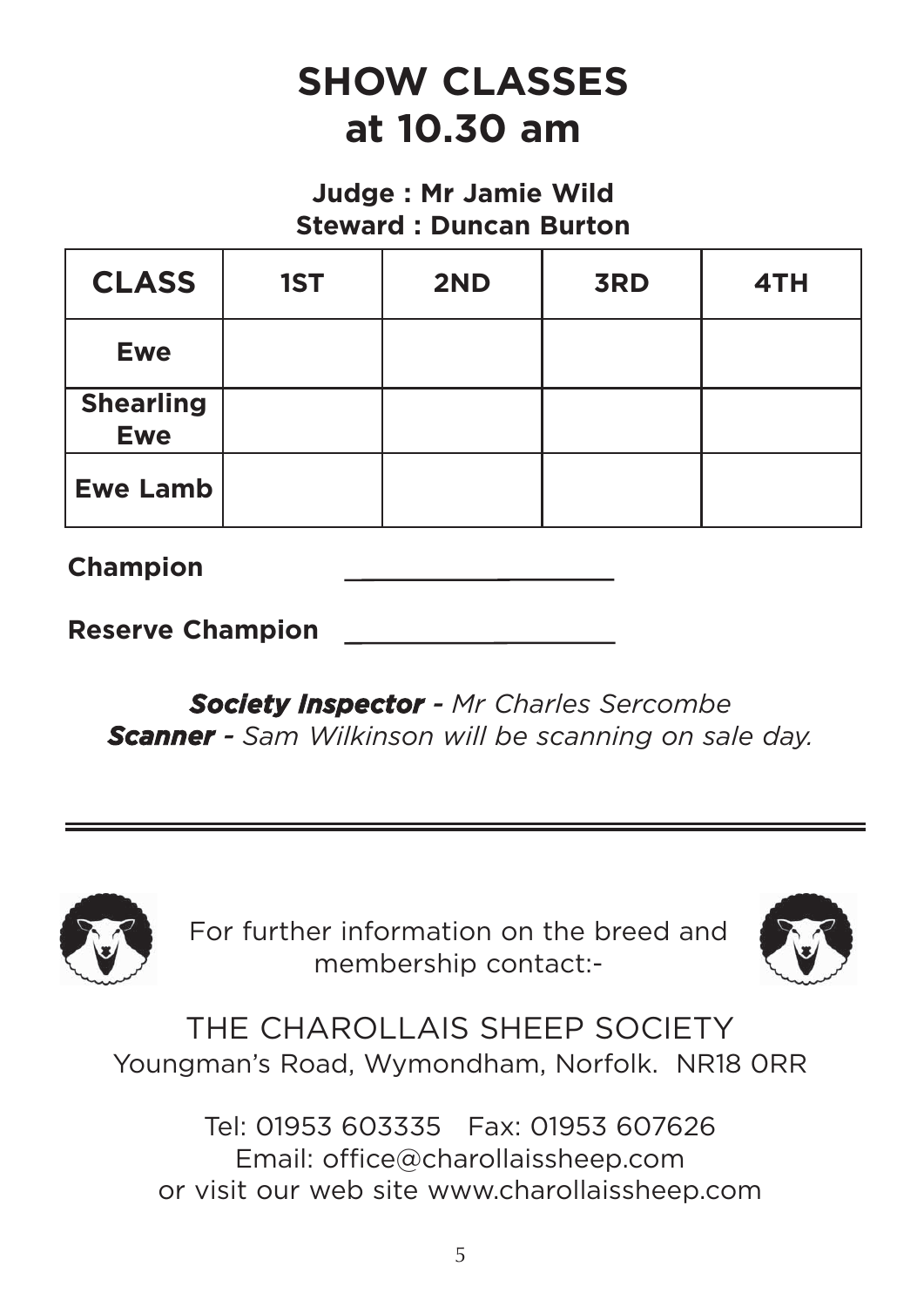# SHOW CLASSES at 10.30 am

**Judge : Mr Jamie Wild**
**Steward : Duncan Burton**

| CLASS | 1ST | 2ND | 3RD | 4TH |
|---|---|---|---|---|
| **Ewe** | | | | |
| **Shearling Ewe** | | | | |
| **Ewe Lamb** | | | | |

**Champion** ____________________

**Reserve Champion** ____________________

***Society Inspector*** *- Mr Charles Sercombe*
***Scanner*** *- Sam Wilkinson will be scanning on sale day.*

---

For further information on the breed and membership contact:-

THE CHAROLLAIS SHEEP SOCIETY
Youngman's Road, Wymondham, Norfolk. NR18 0RR

Tel: 01953 603335 Fax: 01953 607626
Email: office@charollaissheep.com
or visit our web site www.charollaissheep.com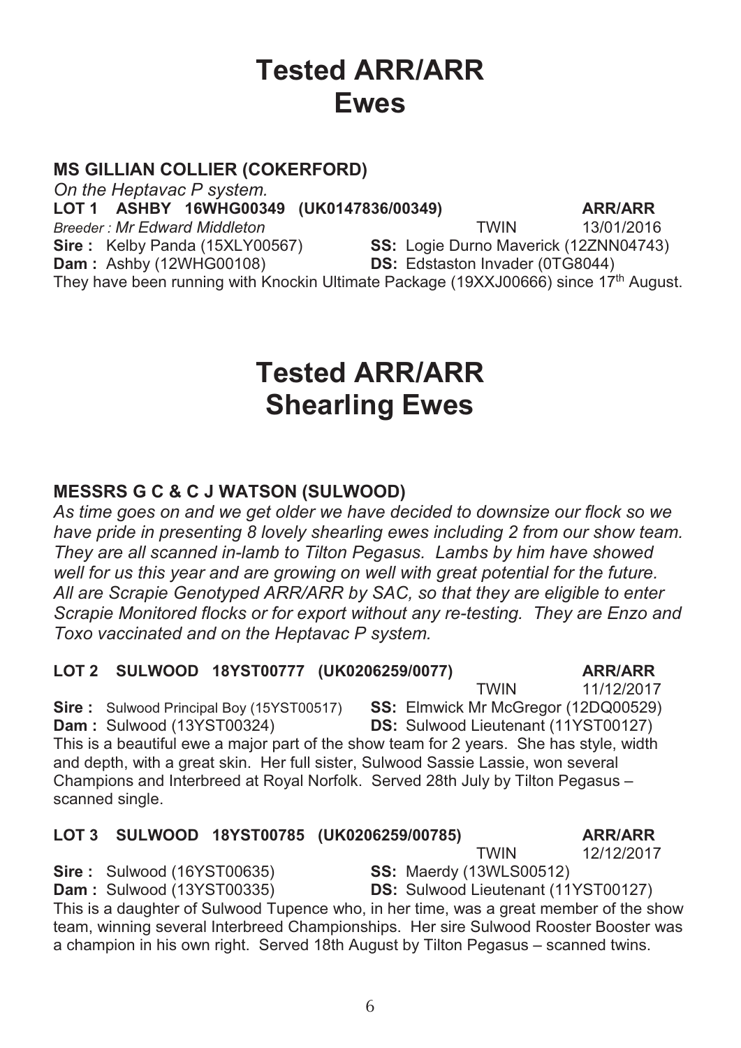# Tested ARR/ARR Ewes

### MS GILLIAN COLLIER (COKERFORD)

*On the Heptavac P system.*

**LOT 1 ASHBY 16WHG00349 (UK0147836/00349) ARR/ARR**

*Breeder : Mr Edward Middleton* TWIN 13/01/2016

**Sire :** Kelby Panda (15XLY00567) **SS:** Logie Durno Maverick (12ZNN04743)

**Dam :** Ashby (12WHG00108) **DS:** Edstaston Invader (0TG8044)

They have been running with Knockin Ultimate Package (19XXJ00666) since 17th August.

# Tested ARR/ARR Shearling Ewes

### MESSRS G C & C J WATSON (SULWOOD)

*As time goes on and we get older we have decided to downsize our flock so we have pride in presenting 8 lovely shearling ewes including 2 from our show team. They are all scanned in-lamb to Tilton Pegasus. Lambs by him have showed well for us this year and are growing on well with great potential for the future. All are Scrapie Genotyped ARR/ARR by SAC, so that they are eligible to enter Scrapie Monitored flocks or for export without any re-testing. They are Enzo and Toxo vaccinated and on the Heptavac P system.*

**LOT 2 SULWOOD 18YST00777 (UK0206259/0077) ARR/ARR**

TWIN 11/12/2017

**Sire :** Sulwood Principal Boy (15YST00517) **SS:** Elmwick Mr McGregor (12DQ00529)

**Dam :** Sulwood (13YST00324) **DS:** Sulwood Lieutenant (11YST00127)

This is a beautiful ewe a major part of the show team for 2 years. She has style, width and depth, with a great skin. Her full sister, Sulwood Sassie Lassie, won several Champions and Interbreed at Royal Norfolk. Served 28th July by Tilton Pegasus – scanned single.

**LOT 3 SULWOOD 18YST00785 (UK0206259/00785) ARR/ARR**

TWIN 12/12/2017

**Sire :** Sulwood (16YST00635) **SS:** Maerdy (13WLS00512)

**Dam :** Sulwood (13YST00335) **DS:** Sulwood Lieutenant (11YST00127)

This is a daughter of Sulwood Tupence who, in her time, was a great member of the show team, winning several Interbreed Championships. Her sire Sulwood Rooster Booster was a champion in his own right. Served 18th August by Tilton Pegasus – scanned twins.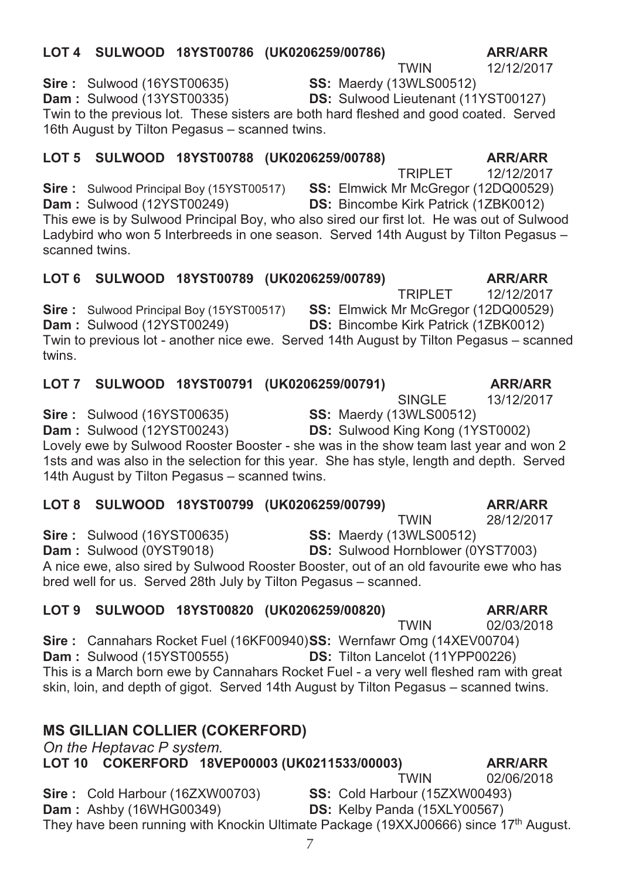**LOT 4 SULWOOD 18YST00786 (UK0206259/00786)** **ARR/ARR**

TWIN 12/12/2017

**Sire :** Sulwood (16YST00635) **SS:** Maerdy (13WLS00512)

**Dam :** Sulwood (13YST00335) **DS:** Sulwood Lieutenant (11YST00127)

Twin to the previous lot. These sisters are both hard fleshed and good coated. Served 16th August by Tilton Pegasus – scanned twins.

**LOT 5 SULWOOD 18YST00788 (UK0206259/00788)** **ARR/ARR**

TRIPLET 12/12/2017

**Sire :** Sulwood Principal Boy (15YST00517) **SS:** Elmwick Mr McGregor (12DQ00529)

**Dam :** Sulwood (12YST00249) **DS:** Bincombe Kirk Patrick (1ZBK0012)

This ewe is by Sulwood Principal Boy, who also sired our first lot. He was out of Sulwood Ladybird who won 5 Interbreeds in one season. Served 14th August by Tilton Pegasus – scanned twins.

**LOT 6 SULWOOD 18YST00789 (UK0206259/00789)** **ARR/ARR**

TRIPLET 12/12/2017

**Sire :** Sulwood Principal Boy (15YST00517) **SS:** Elmwick Mr McGregor (12DQ00529)

**Dam :** Sulwood (12YST00249) **DS:** Bincombe Kirk Patrick (1ZBK0012)

Twin to previous lot - another nice ewe. Served 14th August by Tilton Pegasus – scanned twins.

**LOT 7 SULWOOD 18YST00791 (UK0206259/00791)** **ARR/ARR**

SINGLE 13/12/2017

**Sire :** Sulwood (16YST00635) **SS:** Maerdy (13WLS00512)

**Dam :** Sulwood (12YST00243) **DS:** Sulwood King Kong (1YST0002)

Lovely ewe by Sulwood Rooster Booster - she was in the show team last year and won 2 1sts and was also in the selection for this year. She has style, length and depth. Served 14th August by Tilton Pegasus – scanned twins.

**LOT 8 SULWOOD 18YST00799 (UK0206259/00799)** **ARR/ARR**

TWIN 28/12/2017

**Sire :** Sulwood (16YST00635) **SS:** Maerdy (13WLS00512)

**Dam :** Sulwood (0YST9018) **DS:** Sulwood Hornblower (0YST7003)

A nice ewe, also sired by Sulwood Rooster Booster, out of an old favourite ewe who has bred well for us. Served 28th July by Tilton Pegasus – scanned.

**LOT 9 SULWOOD 18YST00820 (UK0206259/00820)** **ARR/ARR**

TWIN 02/03/2018

**Sire :** Cannahars Rocket Fuel (16KF00940) **SS:** Wernfawr Omg (14XEV00704)

**Dam :** Sulwood (15YST00555) **DS:** Tilton Lancelot (11YPP00226)

This is a March born ewe by Cannahars Rocket Fuel - a very well fleshed ram with great skin, loin, and depth of gigot. Served 14th August by Tilton Pegasus – scanned twins.

## MS GILLIAN COLLIER (COKERFORD)

*On the Heptavac P system.*

**LOT 10 COKERFORD 18VEP00003 (UK0211533/00003)** **ARR/ARR**

TWIN 02/06/2018

**Sire :** Cold Harbour (16ZXW00703) **SS:** Cold Harbour (15ZXW00493)

**Dam :** Ashby (16WHG00349) **DS:** Kelby Panda (15XLY00567)

They have been running with Knockin Ultimate Package (19XXJ00666) since 17th August.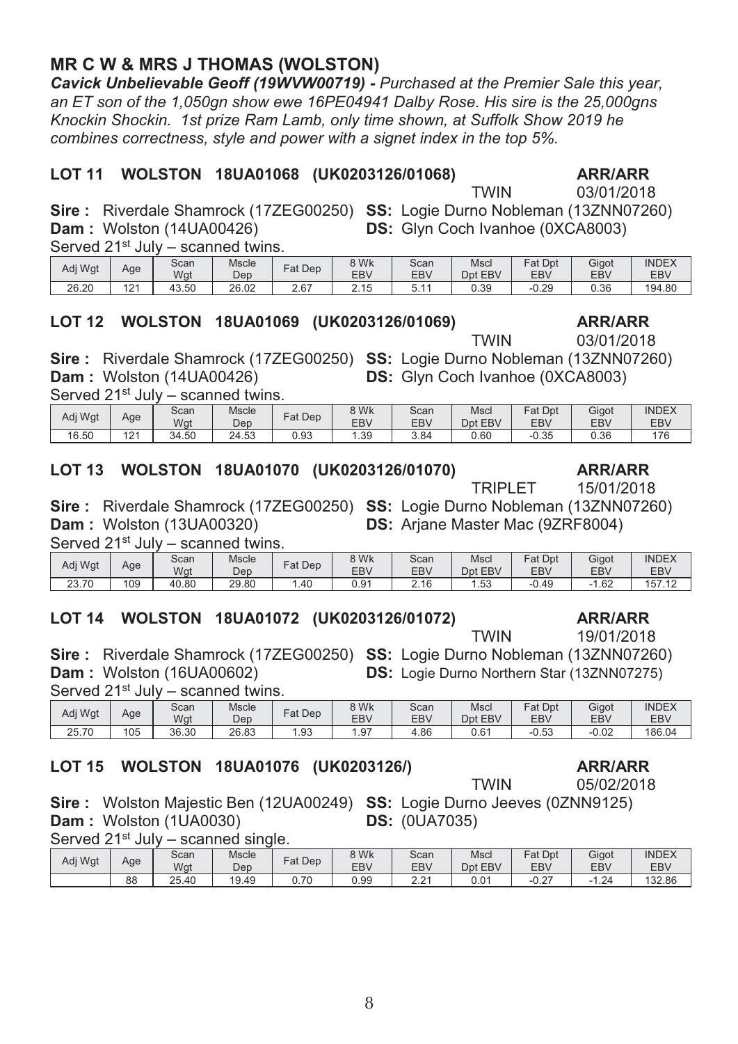## MR C W & MRS J THOMAS (WOLSTON)

***Cavick Unbelievable Geoff (19WVW00719)** - Purchased at the Premier Sale this year, an ET son of the 1,050gn show ewe 16PE04941 Dalby Rose. His sire is the 25,000gns Knockin Shockin. 1st prize Ram Lamb, only time shown, at Suffolk Show 2019 he combines correctness, style and power with a signet index in the top 5%.*

### LOT 11 WOLSTON 18UA01068 (UK0203126/01068) ARR/ARR

TWIN 03/01/2018

**Sire :** Riverdale Shamrock (17ZEG00250) **SS:** Logie Durno Nobleman (13ZNN07260)
**Dam :** Wolston (14UA00426) **DS:** Glyn Coch Ivanhoe (0XCA8003)

Served 21st July – scanned twins.

| Adj Wgt | Age | Scan Wgt | Mscle Dep | Fat Dep | 8 Wk EBV | Scan EBV | Mscl Dpt EBV | Fat Dpt EBV | Gigot EBV | INDEX EBV |
|---|---|---|---|---|---|---|---|---|---|---|
| 26.20 | 121 | 43.50 | 26.02 | 2.67 | 2.15 | 5.11 | 0.39 | -0.29 | 0.36 | 194.80 |

### LOT 12 WOLSTON 18UA01069 (UK0203126/01069) ARR/ARR

TWIN 03/01/2018

**Sire :** Riverdale Shamrock (17ZEG00250) **SS:** Logie Durno Nobleman (13ZNN07260)
**Dam :** Wolston (14UA00426) **DS:** Glyn Coch Ivanhoe (0XCA8003)

Served 21st July – scanned twins.

| Adj Wgt | Age | Scan Wgt | Mscle Dep | Fat Dep | 8 Wk EBV | Scan EBV | Mscl Dpt EBV | Fat Dpt EBV | Gigot EBV | INDEX EBV |
|---|---|---|---|---|---|---|---|---|---|---|
| 16.50 | 121 | 34.50 | 24.53 | 0.93 | 1.39 | 3.84 | 0.60 | -0.35 | 0.36 | 176 |

### LOT 13 WOLSTON 18UA01070 (UK0203126/01070) ARR/ARR

TRIPLET 15/01/2018

**Sire :** Riverdale Shamrock (17ZEG00250) **SS:** Logie Durno Nobleman (13ZNN07260)
**Dam :** Wolston (13UA00320) **DS:** Arjane Master Mac (9ZRF8004)

Served 21st July – scanned twins.

| Adj Wgt | Age | Scan Wgt | Mscle Dep | Fat Dep | 8 Wk EBV | Scan EBV | Mscl Dpt EBV | Fat Dpt EBV | Gigot EBV | INDEX EBV |
|---|---|---|---|---|---|---|---|---|---|---|
| 23.70 | 109 | 40.80 | 29.80 | 1.40 | 0.91 | 2.16 | 1.53 | -0.49 | -1.62 | 157.12 |

### LOT 14 WOLSTON 18UA01072 (UK0203126/01072) ARR/ARR

TWIN 19/01/2018

**Sire :** Riverdale Shamrock (17ZEG00250) **SS:** Logie Durno Nobleman (13ZNN07260)
**Dam :** Wolston (16UA00602) **DS:** Logie Durno Northern Star (13ZNN07275)

Served 21st July – scanned twins.

| Adj Wgt | Age | Scan Wgt | Mscle Dep | Fat Dep | 8 Wk EBV | Scan EBV | Mscl Dpt EBV | Fat Dpt EBV | Gigot EBV | INDEX EBV |
|---|---|---|---|---|---|---|---|---|---|---|
| 25.70 | 105 | 36.30 | 26.83 | 1.93 | 1.97 | 4.86 | 0.61 | -0.53 | -0.02 | 186.04 |

### LOT 15 WOLSTON 18UA01076 (UK0203126/) ARR/ARR

TWIN 05/02/2018

**Sire :** Wolston Majestic Ben (12UA00249) **SS:** Logie Durno Jeeves (0ZNN9125)
**Dam :** Wolston (1UA0030) **DS:** (0UA7035)

Served 21st July – scanned single.

| Adj Wgt | Age | Scan Wgt | Mscle Dep | Fat Dep | 8 Wk EBV | Scan EBV | Mscl Dpt EBV | Fat Dpt EBV | Gigot EBV | INDEX EBV |
|---|---|---|---|---|---|---|---|---|---|---|
| | 88 | 25.40 | 19.49 | 0.70 | 0.99 | 2.21 | 0.01 | -0.27 | -1.24 | 132.86 |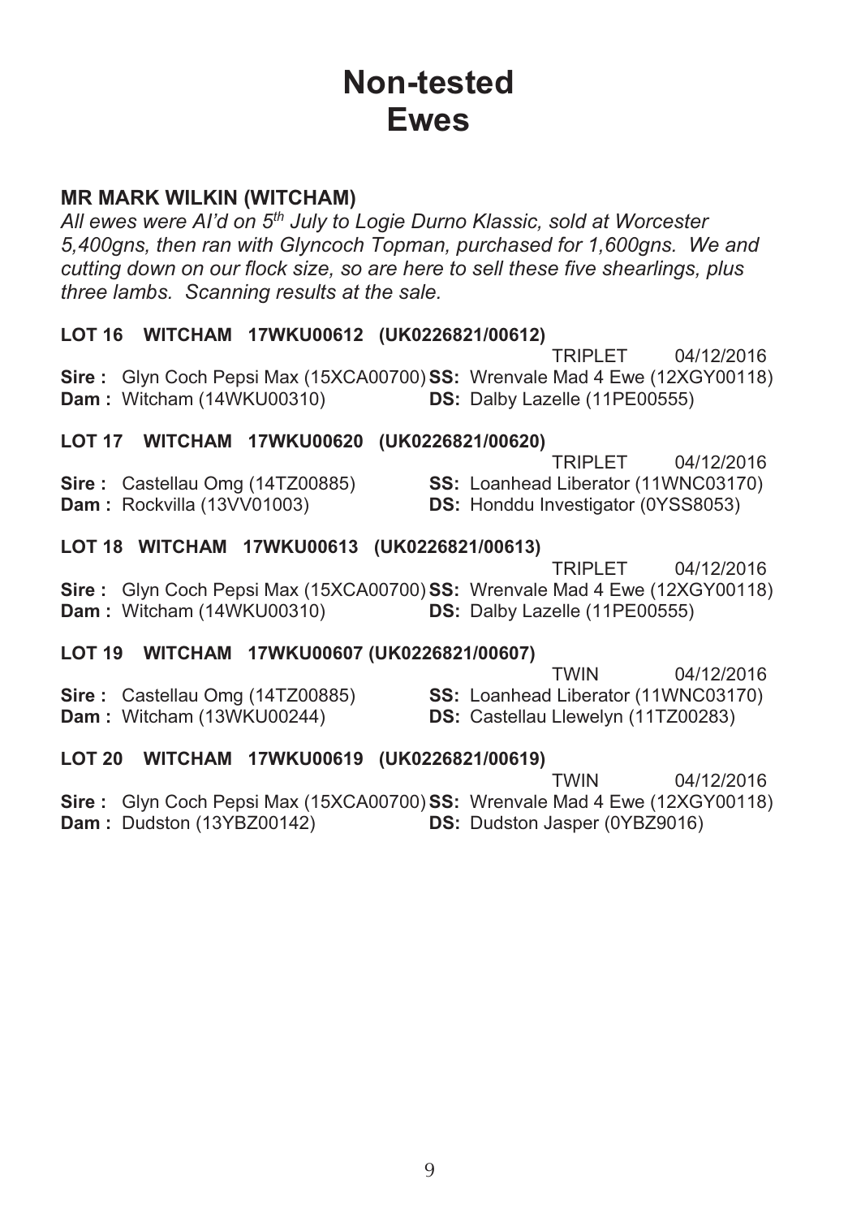# Non-tested Ewes

### MR MARK WILKIN (WITCHAM)

*All ewes were AI'd on 5th July to Logie Durno Klassic, sold at Worcester 5,400gns, then ran with Glyncoch Topman, purchased for 1,600gns. We and cutting down on our flock size, so are here to sell these five shearlings, plus three lambs. Scanning results at the sale.*

**LOT 16 WITCHAM 17WKU00612 (UK0226821/00612)**

TRIPLET 04/12/2016

**Sire :** Glyn Coch Pepsi Max (15XCA00700) **SS:** Wrenvale Mad 4 Ewe (12XGY00118)
**Dam :** Witcham (14WKU00310) **DS:** Dalby Lazelle (11PE00555)

**LOT 17 WITCHAM 17WKU00620 (UK0226821/00620)**

TRIPLET 04/12/2016

**Sire :** Castellau Omg (14TZ00885) **SS:** Loanhead Liberator (11WNC03170)
**Dam :** Rockvilla (13VV01003) **DS:** Honddu Investigator (0YSS8053)

**LOT 18 WITCHAM 17WKU00613 (UK0226821/00613)**

TRIPLET 04/12/2016

**Sire :** Glyn Coch Pepsi Max (15XCA00700) **SS:** Wrenvale Mad 4 Ewe (12XGY00118)
**Dam :** Witcham (14WKU00310) **DS:** Dalby Lazelle (11PE00555)

**LOT 19 WITCHAM 17WKU00607 (UK0226821/00607)**

TWIN 04/12/2016

**Sire :** Castellau Omg (14TZ00885) **SS:** Loanhead Liberator (11WNC03170)
**Dam :** Witcham (13WKU00244) **DS:** Castellau Llewelyn (11TZ00283)

**LOT 20 WITCHAM 17WKU00619 (UK0226821/00619)**

TWIN 04/12/2016

**Sire :** Glyn Coch Pepsi Max (15XCA00700) **SS:** Wrenvale Mad 4 Ewe (12XGY00118)
**Dam :** Dudston (13YBZ00142) **DS:** Dudston Jasper (0YBZ9016)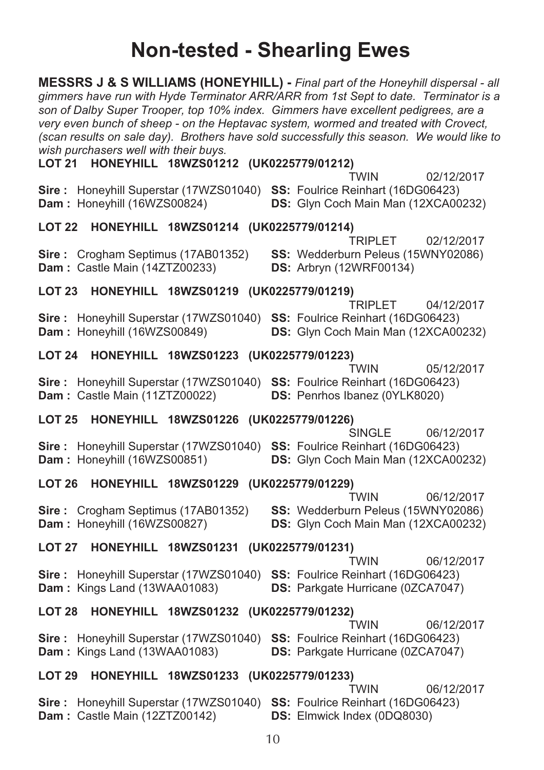# Non-tested - Shearling Ewes

**MESSRS J & S WILLIAMS (HONEYHILL) -** *Final part of the Honeyhill dispersal - all gimmers have run with Hyde Terminator ARR/ARR from 1st Sept to date. Terminator is a son of Dalby Super Trooper, top 10% index. Gimmers have excellent pedigrees, are a very even bunch of sheep - on the Heptavac system, wormed and treated with Crovect, (scan results on sale day). Brothers have sold successfully this season. We would like to wish purchasers well with their buys.*

**LOT 21 HONEYHILL 18WZS01212 (UK0225779/01212)**
TWIN 02/12/2017
**Sire :** Honeyhill Superstar (17WZS01040) **SS:** Foulrice Reinhart (16DG06423)
**Dam :** Honeyhill (16WZS00824) **DS:** Glyn Coch Main Man (12XCA00232)

**LOT 22 HONEYHILL 18WZS01214 (UK0225779/01214)**
TRIPLET 02/12/2017
**Sire :** Crogham Septimus (17AB01352) **SS:** Wedderburn Peleus (15WNY02086)
**Dam :** Castle Main (14ZTZ00233) **DS:** Arbryn (12WRF00134)

**LOT 23 HONEYHILL 18WZS01219 (UK0225779/01219)**
TRIPLET 04/12/2017
**Sire :** Honeyhill Superstar (17WZS01040) **SS:** Foulrice Reinhart (16DG06423)
**Dam :** Honeyhill (16WZS00849) **DS:** Glyn Coch Main Man (12XCA00232)

**LOT 24 HONEYHILL 18WZS01223 (UK0225779/01223)**
TWIN 05/12/2017
**Sire :** Honeyhill Superstar (17WZS01040) **SS:** Foulrice Reinhart (16DG06423)
**Dam :** Castle Main (11ZTZ00022) **DS:** Penrhos Ibanez (0YLK8020)

**LOT 25 HONEYHILL 18WZS01226 (UK0225779/01226)**
SINGLE 06/12/2017
**Sire :** Honeyhill Superstar (17WZS01040) **SS:** Foulrice Reinhart (16DG06423)
**Dam :** Honeyhill (16WZS00851) **DS:** Glyn Coch Main Man (12XCA00232)

**LOT 26 HONEYHILL 18WZS01229 (UK0225779/01229)**
TWIN 06/12/2017
**Sire :** Crogham Septimus (17AB01352) **SS:** Wedderburn Peleus (15WNY02086)
**Dam :** Honeyhill (16WZS00827) **DS:** Glyn Coch Main Man (12XCA00232)

**LOT 27 HONEYHILL 18WZS01231 (UK0225779/01231)**
TWIN 06/12/2017
**Sire :** Honeyhill Superstar (17WZS01040) **SS:** Foulrice Reinhart (16DG06423)
**Dam :** Kings Land (13WAA01083) **DS:** Parkgate Hurricane (0ZCA7047)

**LOT 28 HONEYHILL 18WZS01232 (UK0225779/01232)**
TWIN 06/12/2017
**Sire :** Honeyhill Superstar (17WZS01040) **SS:** Foulrice Reinhart (16DG06423)
**Dam :** Kings Land (13WAA01083) **DS:** Parkgate Hurricane (0ZCA7047)

**LOT 29 HONEYHILL 18WZS01233 (UK0225779/01233)**
TWIN 06/12/2017
**Sire :** Honeyhill Superstar (17WZS01040) **SS:** Foulrice Reinhart (16DG06423)
**Dam :** Castle Main (12ZTZ00142) **DS:** Elmwick Index (0DQ8030)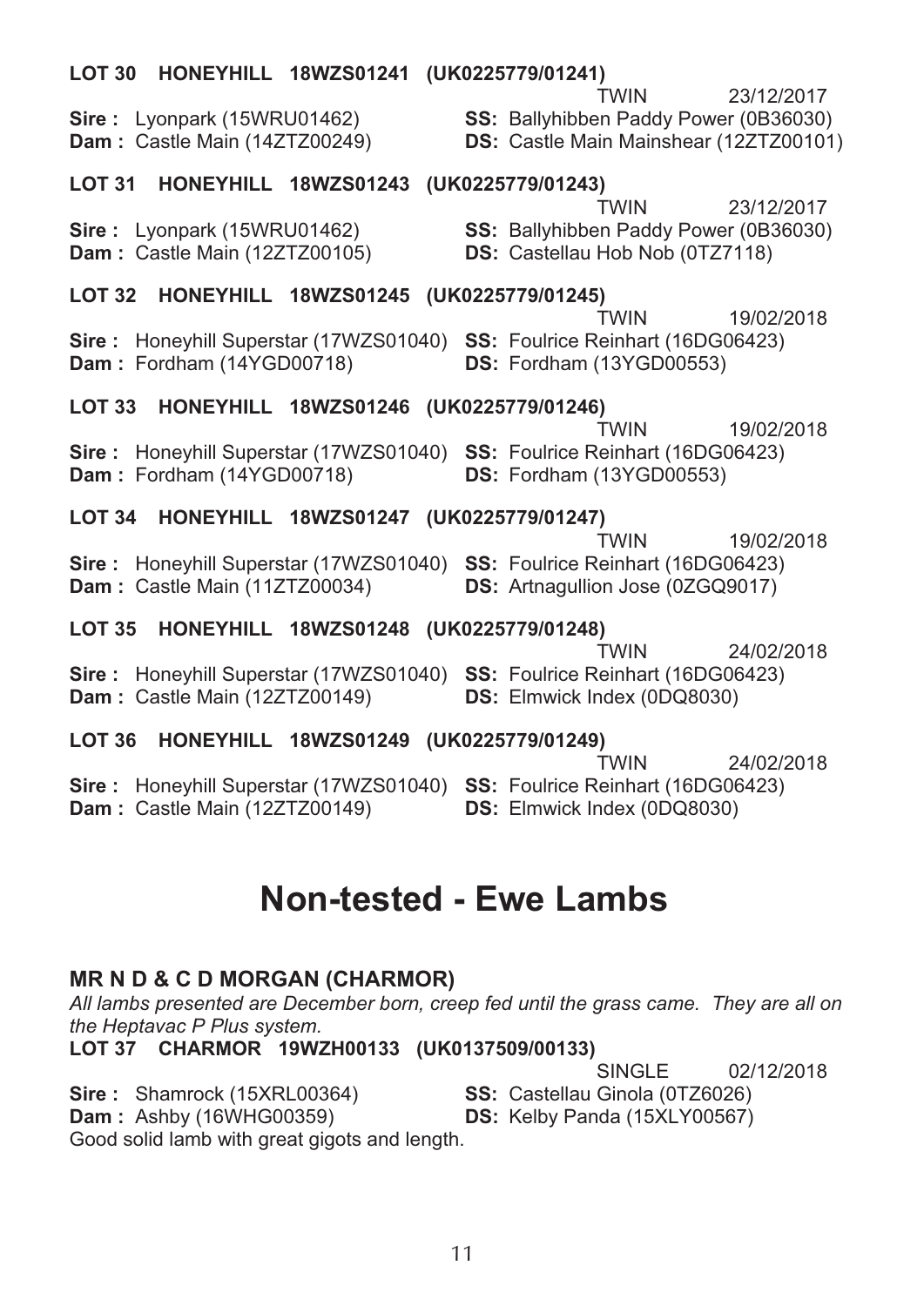**LOT 30 HONEYHILL 18WZS01241 (UK0225779/01241)**

TWIN 23/12/2017

**Sire :** Lyonpark (15WRU01462)
**SS:** Ballyhibben Paddy Power (0B36030)
**Dam :** Castle Main (14ZTZ00249)
**DS:** Castle Main Mainshear (12ZTZ00101)

**LOT 31 HONEYHILL 18WZS01243 (UK0225779/01243)**

TWIN 23/12/2017

**Sire :** Lyonpark (15WRU01462)
**SS:** Ballyhibben Paddy Power (0B36030)
**Dam :** Castle Main (12ZTZ00105)
**DS:** Castellau Hob Nob (0TZ7118)

**LOT 32 HONEYHILL 18WZS01245 (UK0225779/01245)**

TWIN 19/02/2018

**Sire :** Honeyhill Superstar (17WZS01040)
**SS:** Foulrice Reinhart (16DG06423)
**Dam :** Fordham (14YGD00718)
**DS:** Fordham (13YGD00553)

**LOT 33 HONEYHILL 18WZS01246 (UK0225779/01246)**

TWIN 19/02/2018

**Sire :** Honeyhill Superstar (17WZS01040)
**SS:** Foulrice Reinhart (16DG06423)
**Dam :** Fordham (14YGD00718)
**DS:** Fordham (13YGD00553)

**LOT 34 HONEYHILL 18WZS01247 (UK0225779/01247)**

TWIN 19/02/2018

**Sire :** Honeyhill Superstar (17WZS01040)
**SS:** Foulrice Reinhart (16DG06423)
**Dam :** Castle Main (11ZTZ00034)
**DS:** Artnagullion Jose (0ZGQ9017)

**LOT 35 HONEYHILL 18WZS01248 (UK0225779/01248)**

TWIN 24/02/2018

**Sire :** Honeyhill Superstar (17WZS01040)
**SS:** Foulrice Reinhart (16DG06423)
**Dam :** Castle Main (12ZTZ00149)
**DS:** Elmwick Index (0DQ8030)

**LOT 36 HONEYHILL 18WZS01249 (UK0225779/01249)**

TWIN 24/02/2018

**Sire :** Honeyhill Superstar (17WZS01040)
**SS:** Foulrice Reinhart (16DG06423)
**Dam :** Castle Main (12ZTZ00149)
**DS:** Elmwick Index (0DQ8030)

# Non-tested - Ewe Lambs

## MR N D & C D MORGAN (CHARMOR)

*All lambs presented are December born, creep fed until the grass came. They are all on the Heptavac P Plus system.*

**LOT 37 CHARMOR 19WZH00133 (UK0137509/00133)**

SINGLE 02/12/2018

**Sire :** Shamrock (15XRL00364)
**SS:** Castellau Ginola (0TZ6026)
**Dam :** Ashby (16WHG00359)
**DS:** Kelby Panda (15XLY00567)

Good solid lamb with great gigots and length.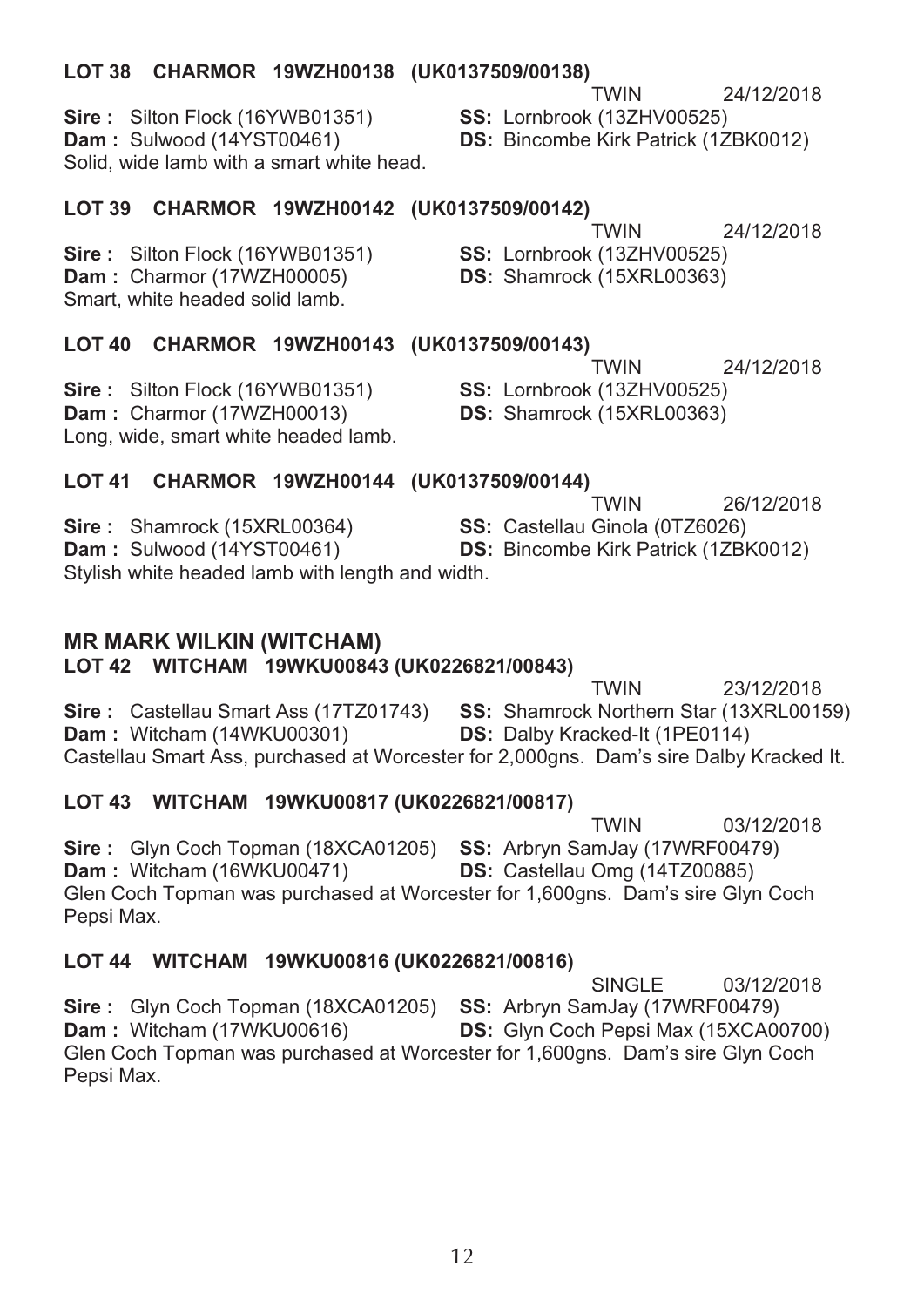**LOT 38 CHARMOR 19WZH00138 (UK0137509/00138)**

TWIN 24/12/2018

**Sire :** Silton Flock (16YWB01351) **SS:** Lornbrook (13ZHV00525)
**Dam :** Sulwood (14YST00461) **DS:** Bincombe Kirk Patrick (1ZBK0012)

Solid, wide lamb with a smart white head.

**LOT 39 CHARMOR 19WZH00142 (UK0137509/00142)**

TWIN 24/12/2018

**Sire :** Silton Flock (16YWB01351) **SS:** Lornbrook (13ZHV00525)
**Dam :** Charmor (17WZH00005) **DS:** Shamrock (15XRL00363)

Smart, white headed solid lamb.

**LOT 40 CHARMOR 19WZH00143 (UK0137509/00143)**

TWIN 24/12/2018

**Sire :** Silton Flock (16YWB01351) **SS:** Lornbrook (13ZHV00525)
**Dam :** Charmor (17WZH00013) **DS:** Shamrock (15XRL00363)

Long, wide, smart white headed lamb.

**LOT 41 CHARMOR 19WZH00144 (UK0137509/00144)**

TWIN 26/12/2018

**Sire :** Shamrock (15XRL00364) **SS:** Castellau Ginola (0TZ6026)
**Dam :** Sulwood (14YST00461) **DS:** Bincombe Kirk Patrick (1ZBK0012)

Stylish white headed lamb with length and width.

## MR MARK WILKIN (WITCHAM)

**LOT 42 WITCHAM 19WKU00843 (UK0226821/00843)**

TWIN 23/12/2018

**Sire :** Castellau Smart Ass (17TZ01743) **SS:** Shamrock Northern Star (13XRL00159)
**Dam :** Witcham (14WKU00301) **DS:** Dalby Kracked-It (1PE0114)

Castellau Smart Ass, purchased at Worcester for 2,000gns. Dam's sire Dalby Kracked It.

**LOT 43 WITCHAM 19WKU00817 (UK0226821/00817)**

TWIN 03/12/2018

**Sire :** Glyn Coch Topman (18XCA01205) **SS:** Arbryn SamJay (17WRF00479)
**Dam :** Witcham (16WKU00471) **DS:** Castellau Omg (14TZ00885)

Glen Coch Topman was purchased at Worcester for 1,600gns. Dam's sire Glyn Coch Pepsi Max.

**LOT 44 WITCHAM 19WKU00816 (UK0226821/00816)**

SINGLE 03/12/2018

**Sire :** Glyn Coch Topman (18XCA01205) **SS:** Arbryn SamJay (17WRF00479)
**Dam :** Witcham (17WKU00616) **DS:** Glyn Coch Pepsi Max (15XCA00700)

Glen Coch Topman was purchased at Worcester for 1,600gns. Dam's sire Glyn Coch Pepsi Max.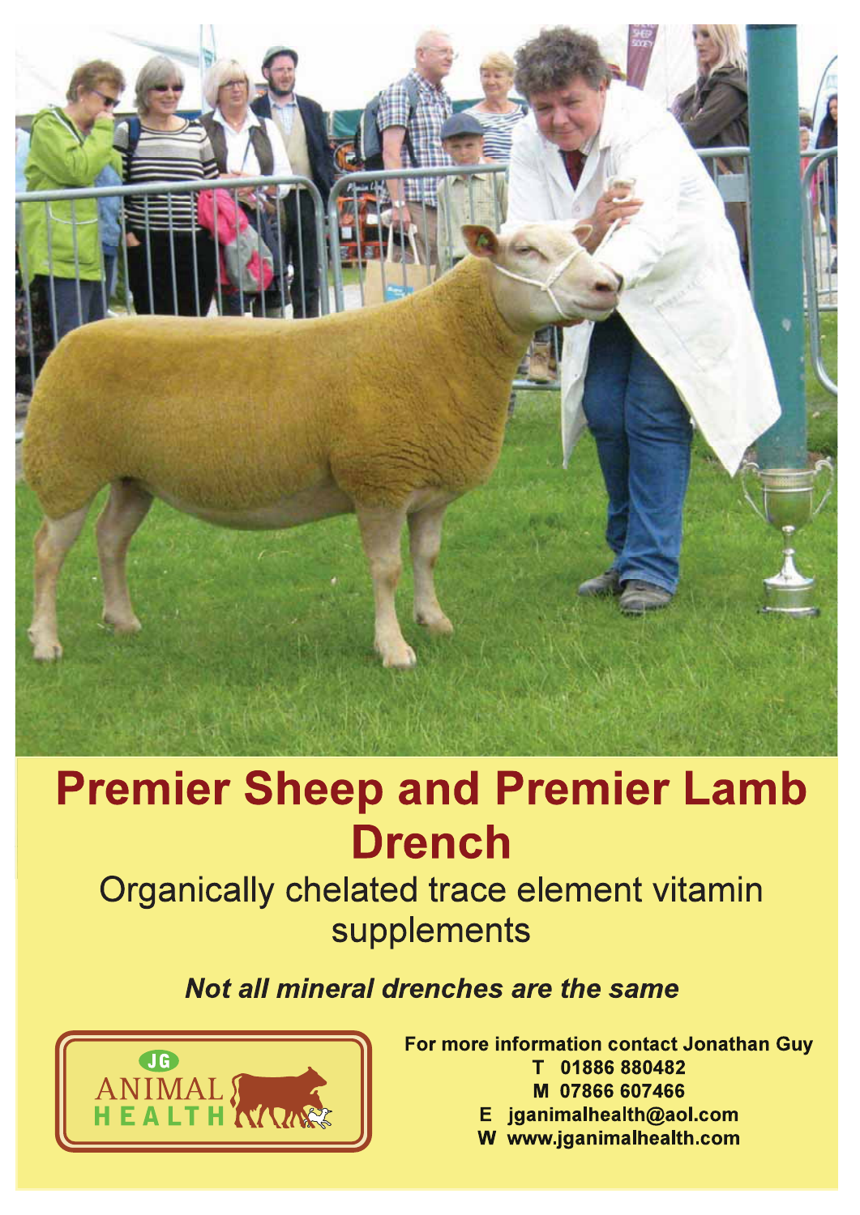# Premier Sheep and Premier Lamb Drench

Organically chelated trace element vitamin supplements

***Not all mineral drenches are the same***

JG ANIMAL HEALTH

**For more information contact Jonathan Guy**
**T 01886 880482**
**M 07866 607466**
**E jganimalhealth@aol.com**
**W www.jganimalhealth.com**